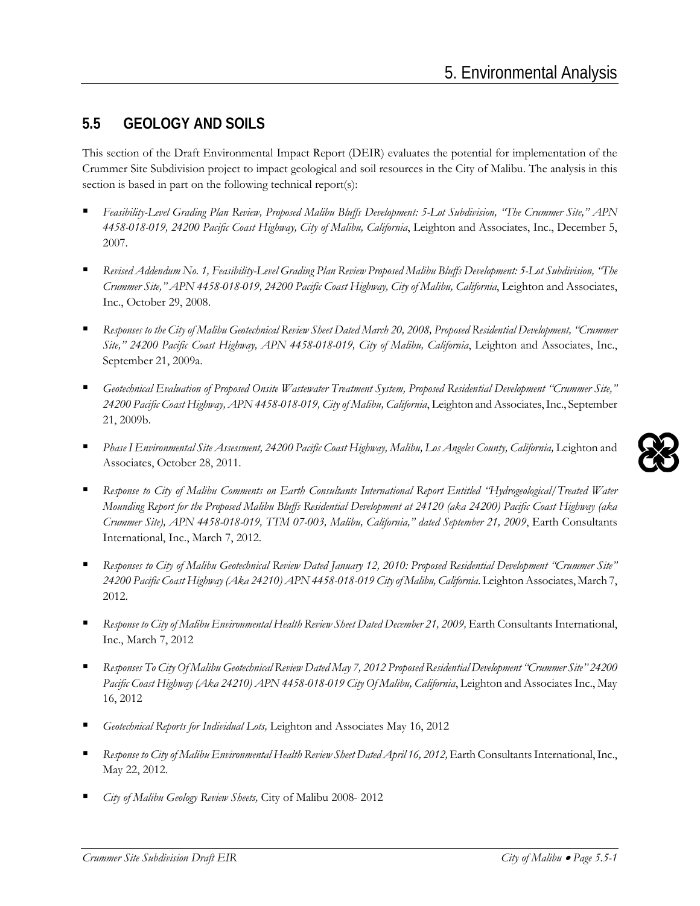## 5.5 GEOLOGY AND SOILS

This section of the Draft Environmental Impact Report (DEIR) evaluates the potential for implementation of the Crummer Site Subdivision project to impact geological and soil resources in the City of Malibu. The analysis in this section is based in part on the following technical report(s):

- *Feasibility-Level Grading Plan Review, Proposed Malibu Bluffs Development: 5-Lot Subdivision, "The Crummer Site," APN 4458-018-019, 24200 Pacific Coast Highway, City of Malibu, California*, Leighton and Associates, Inc., December 5, 2007.
- *Revised Addendum No. 1, Feasibility-Level Grading Plan Review Proposed Malibu Bluffs Development: 5-Lot Subdivision, "The Crummer Site," APN 4458-018-019, 24200 Pacific Coast Highway, City of Malibu, California*, Leighton and Associates, Inc., October 29, 2008.
- *Responses to the City of Malibu Geotechnical Review Sheet Dated March 20, 2008, Proposed Residential Development, "Crummer Site," 24200 Pacific Coast Highway, APN 4458-018-019, City of Malibu, California*, Leighton and Associates, Inc., September 21, 2009a.
- *Geotechnical Evaluation of Proposed Onsite Wastewater Treatment System, Proposed Residential Development "Crummer Site," 24200 Pacific Coast Highway, APN 4458-018-019, City of Malibu, California*, Leighton and Associates, Inc., September 21, 2009b.
- *Phase I Environmental Site Assessment, 24200 Pacific Coast Highway, Malibu, Los Angeles County, California,* Leighton and Associates, October 28, 2011.
- *Response to City of Malibu Comments on Earth Consultants International Report Entitled "Hydrogeological/Treated Water Mounding Report for the Proposed Malibu Bluffs Residential Development at 24120 (aka 24200) Pacific Coast Highway (aka Crummer Site), APN 4458-018-019, TTM 07-003, Malibu, California," dated September 21, 2009*, Earth Consultants International, Inc., March 7, 2012.
- *Responses to City of Malibu Geotechnical Review Dated January 12, 2010: Proposed Residential Development "Crummer Site" 24200 Pacific Coast Highway (Aka 24210) APN 4458-018-019 City of Malibu, California.* Leighton Associates, March 7, 2012.
- *Response to City of Malibu Environmental Health Review Sheet Dated December 21, 2009,* Earth Consultants International, Inc., March 7, 2012
- *Responses To City Of Malibu Geotechnical Review Dated May 7, 2012 Proposed Residential Development "Crummer Site" 24200 Pacific Coast Highway (Aka 24210) APN 4458-018-019 City Of Malibu, California*, Leighton and Associates Inc., May 16, 2012
- *Geotechnical Reports for Individual Lots,* Leighton and Associates May 16, 2012
- *Response to City of Malibu Environmental Health Review Sheet Dated April 16, 2012,* Earth Consultants International, Inc., May 22, 2012.
- *City of Malibu Geology Review Sheets,* City of Malibu 2008- 2012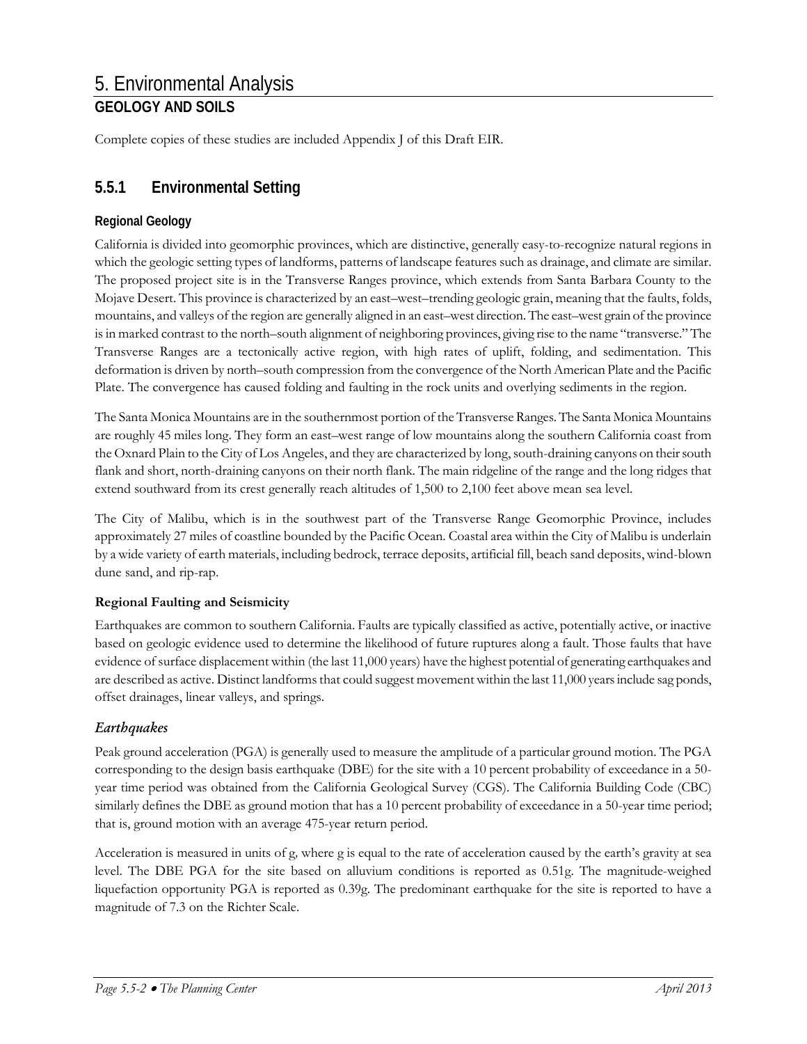Complete copies of these studies are included Appendix J of this Draft EIR.

## 5.5.1 Environmental Setting

### Regional Geology

California is divided into geomorphic provinces, which are distinctive, generally easy-to-recognize natural regions in which the geologic setting types of landforms, patterns of landscape features such as drainage, and climate are similar. The proposed project site is in the Transverse Ranges province, which extends from Santa Barbara County to the Mojave Desert. This province is characterized by an east–west–trending geologic grain, meaning that the faults, folds, mountains, and valleys of the region are generally aligned in an east–west direction. The east–west grain of the province is in marked contrast to the north–south alignment of neighboring provinces, giving rise to the name "transverse." The Transverse Ranges are a tectonically active region, with high rates of uplift, folding, and sedimentation. This deformation is driven by north–south compression from the convergence of the North American Plate and the Pacific Plate. The convergence has caused folding and faulting in the rock units and overlying sediments in the region.

The Santa Monica Mountains are in the southernmost portion of the Transverse Ranges. The Santa Monica Mountains are roughly 45 miles long. They form an east–west range of low mountains along the southern California coast from the Oxnard Plain to the City of Los Angeles, and they are characterized by long, south-draining canyons on their south flank and short, north-draining canyons on their north flank. The main ridgeline of the range and the long ridges that extend southward from its crest generally reach altitudes of 1,500 to 2,100 feet above mean sea level.

The City of Malibu, which is in the southwest part of the Transverse Range Geomorphic Province, includes approximately 27 miles of coastline bounded by the Pacific Ocean. Coastal area within the City of Malibu is underlain by a wide variety of earth materials, including bedrock, terrace deposits, artificial fill, beach sand deposits, wind-blown dune sand, and rip-rap.

#### Regional Faulting and Seismicity

Earthquakes are common to southern California. Faults are typically classified as active, potentially active, or inactive based on geologic evidence used to determine the likelihood of future ruptures along a fault. Those faults that have evidence of surface displacement within (the last 11,000 years) have the highest potential of generating earthquakes and are described as active. Distinct landforms that could suggest movement within the last 11,000 years include sag ponds, offset drainages, linear valleys, and springs.

#### *Earthquakes*

Peak ground acceleration (PGA) is generally used to measure the amplitude of a particular ground motion. The PGA corresponding to the design basis earthquake (DBE) for the site with a 10 percent probability of exceedance in a 50-year time period was obtained from the California Geological Survey (CGS). The California Building Code (CBC) similarly defines the DBE as ground motion that has a 10 percent probability of exceedance in a 50-year time period; that is, ground motion with an average 475-year return period.

Acceleration is measured in units of g, where g is equal to the rate of acceleration caused by the earth's gravity at sea level. The DBE PGA for the site based on alluvium conditions is reported as 0.51g. The magnitude-weighed liquefaction opportunity PGA is reported as 0.39g. The predominant earthquake for the site is reported to have a magnitude of 7.3 on the Richter Scale.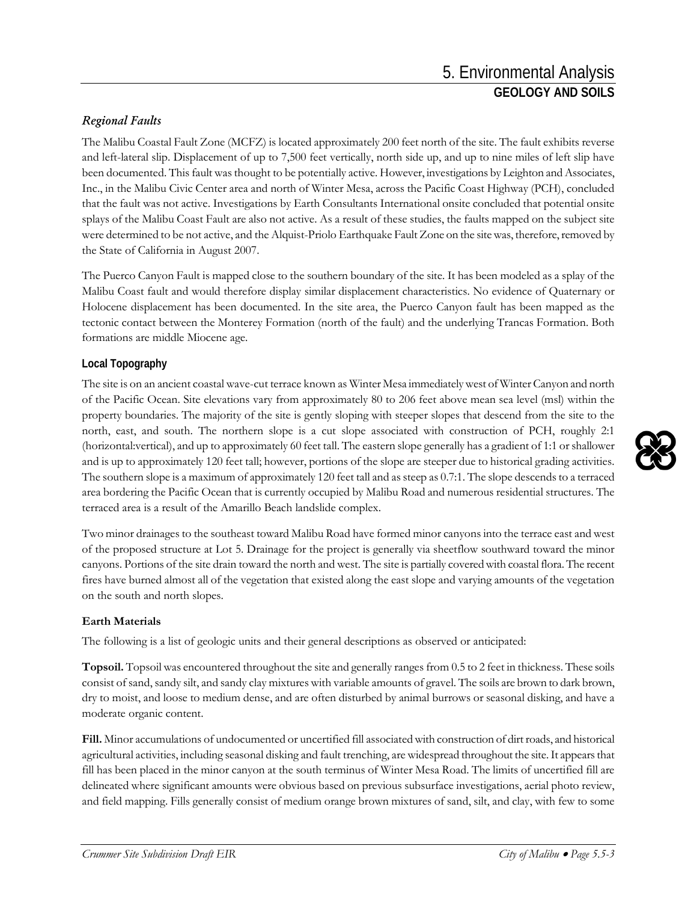### *Regional Faults*

The Malibu Coastal Fault Zone (MCFZ) is located approximately 200 feet north of the site. The fault exhibits reverse and left-lateral slip. Displacement of up to 7,500 feet vertically, north side up, and up to nine miles of left slip have been documented. This fault was thought to be potentially active. However, investigations by Leighton and Associates, Inc., in the Malibu Civic Center area and north of Winter Mesa, across the Pacific Coast Highway (PCH), concluded that the fault was not active. Investigations by Earth Consultants International onsite concluded that potential onsite splays of the Malibu Coast Fault are also not active. As a result of these studies, the faults mapped on the subject site were determined to be not active, and the Alquist-Priolo Earthquake Fault Zone on the site was, therefore, removed by the State of California in August 2007.

The Puerco Canyon Fault is mapped close to the southern boundary of the site. It has been modeled as a splay of the Malibu Coast fault and would therefore display similar displacement characteristics. No evidence of Quaternary or Holocene displacement has been documented. In the site area, the Puerco Canyon fault has been mapped as the tectonic contact between the Monterey Formation (north of the fault) and the underlying Trancas Formation. Both formations are middle Miocene age.

#### Local Topography

The site is on an ancient coastal wave-cut terrace known as Winter Mesa immediately west of Winter Canyon and north of the Pacific Ocean. Site elevations vary from approximately 80 to 206 feet above mean sea level (msl) within the property boundaries. The majority of the site is gently sloping with steeper slopes that descend from the site to the north, east, and south. The northern slope is a cut slope associated with construction of PCH, roughly 2:1 (horizontal:vertical), and up to approximately 60 feet tall. The eastern slope generally has a gradient of 1:1 or shallower and is up to approximately 120 feet tall; however, portions of the slope are steeper due to historical grading activities. The southern slope is a maximum of approximately 120 feet tall and as steep as 0.7:1. The slope descends to a terraced area bordering the Pacific Ocean that is currently occupied by Malibu Road and numerous residential structures. The terraced area is a result of the Amarillo Beach landslide complex.

Two minor drainages to the southeast toward Malibu Road have formed minor canyons into the terrace east and west of the proposed structure at Lot 5. Drainage for the project is generally via sheetflow southward toward the minor canyons. Portions of the site drain toward the north and west. The site is partially covered with coastal flora. The recent fires have burned almost all of the vegetation that existed along the east slope and varying amounts of the vegetation on the south and north slopes.

#### Earth Materials

The following is a list of geologic units and their general descriptions as observed or anticipated:

**Topsoil.** Topsoil was encountered throughout the site and generally ranges from 0.5 to 2 feet in thickness. These soils consist of sand, sandy silt, and sandy clay mixtures with variable amounts of gravel. The soils are brown to dark brown, dry to moist, and loose to medium dense, and are often disturbed by animal burrows or seasonal disking, and have a moderate organic content.

**Fill.** Minor accumulations of undocumented or uncertified fill associated with construction of dirt roads, and historical agricultural activities, including seasonal disking and fault trenching, are widespread throughout the site. It appears that fill has been placed in the minor canyon at the south terminus of Winter Mesa Road. The limits of uncertified fill are delineated where significant amounts were obvious based on previous subsurface investigations, aerial photo review, and field mapping. Fills generally consist of medium orange brown mixtures of sand, silt, and clay, with few to some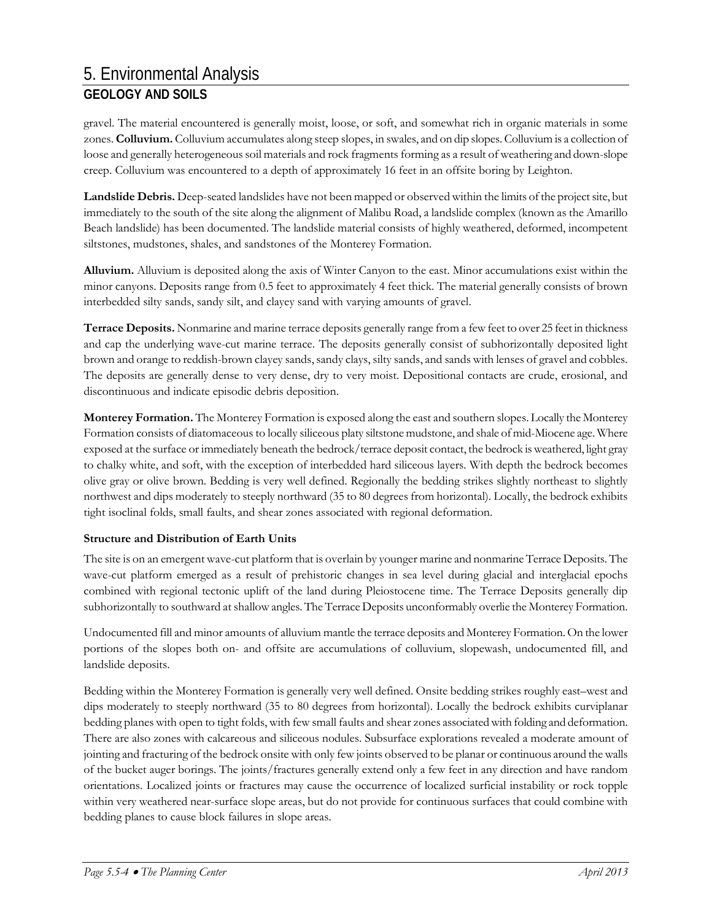gravel. The material encountered is generally moist, loose, or soft, and somewhat rich in organic materials in some zones. **Colluvium.** Colluvium accumulates along steep slopes, in swales, and on dip slopes. Colluvium is a collection of loose and generally heterogeneous soil materials and rock fragments forming as a result of weathering and down-slope creep. Colluvium was encountered to a depth of approximately 16 feet in an offsite boring by Leighton.

**Landslide Debris.** Deep-seated landslides have not been mapped or observed within the limits of the project site, but immediately to the south of the site along the alignment of Malibu Road, a landslide complex (known as the Amarillo Beach landslide) has been documented. The landslide material consists of highly weathered, deformed, incompetent siltstones, mudstones, shales, and sandstones of the Monterey Formation.

**Alluvium.** Alluvium is deposited along the axis of Winter Canyon to the east. Minor accumulations exist within the minor canyons. Deposits range from 0.5 feet to approximately 4 feet thick. The material generally consists of brown interbedded silty sands, sandy silt, and clayey sand with varying amounts of gravel.

**Terrace Deposits.** Nonmarine and marine terrace deposits generally range from a few feet to over 25 feet in thickness and cap the underlying wave-cut marine terrace. The deposits generally consist of subhorizontally deposited light brown and orange to reddish-brown clayey sands, sandy clays, silty sands, and sands with lenses of gravel and cobbles. The deposits are generally dense to very dense, dry to very moist. Depositional contacts are crude, erosional, and discontinuous and indicate episodic debris deposition.

**Monterey Formation.** The Monterey Formation is exposed along the east and southern slopes. Locally the Monterey Formation consists of diatomaceous to locally siliceous platy siltstone mudstone, and shale of mid-Miocene age. Where exposed at the surface or immediately beneath the bedrock/terrace deposit contact, the bedrock is weathered, light gray to chalky white, and soft, with the exception of interbedded hard siliceous layers. With depth the bedrock becomes olive gray or olive brown. Bedding is very well defined. Regionally the bedding strikes slightly northeast to slightly northwest and dips moderately to steeply northward (35 to 80 degrees from horizontal). Locally, the bedrock exhibits tight isoclinal folds, small faults, and shear zones associated with regional deformation.

### Structure and Distribution of Earth Units

The site is on an emergent wave-cut platform that is overlain by younger marine and nonmarine Terrace Deposits. The wave-cut platform emerged as a result of prehistoric changes in sea level during glacial and interglacial epochs combined with regional tectonic uplift of the land during Pleiostocene time. The Terrace Deposits generally dip subhorizontally to southward at shallow angles. The Terrace Deposits unconformably overlie the Monterey Formation.

Undocumented fill and minor amounts of alluvium mantle the terrace deposits and Monterey Formation. On the lower portions of the slopes both on- and offsite are accumulations of colluvium, slopewash, undocumented fill, and landslide deposits.

Bedding within the Monterey Formation is generally very well defined. Onsite bedding strikes roughly east–west and dips moderately to steeply northward (35 to 80 degrees from horizontal). Locally the bedrock exhibits curviplanar bedding planes with open to tight folds, with few small faults and shear zones associated with folding and deformation. There are also zones with calcareous and siliceous nodules. Subsurface explorations revealed a moderate amount of jointing and fracturing of the bedrock onsite with only few joints observed to be planar or continuous around the walls of the bucket auger borings. The joints/fractures generally extend only a few feet in any direction and have random orientations. Localized joints or fractures may cause the occurrence of localized surficial instability or rock topple within very weathered near-surface slope areas, but do not provide for continuous surfaces that could combine with bedding planes to cause block failures in slope areas.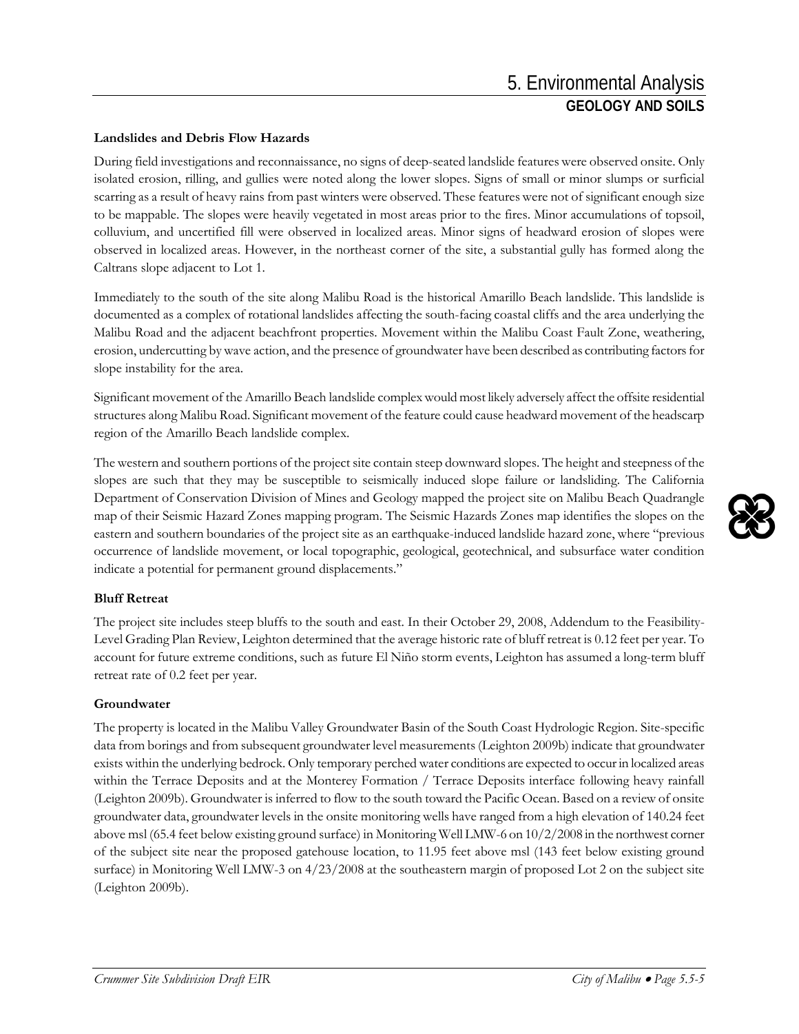#### Landslides and Debris Flow Hazards

During field investigations and reconnaissance, no signs of deep-seated landslide features were observed onsite. Only isolated erosion, rilling, and gullies were noted along the lower slopes. Signs of small or minor slumps or surficial scarring as a result of heavy rains from past winters were observed. These features were not of significant enough size to be mappable. The slopes were heavily vegetated in most areas prior to the fires. Minor accumulations of topsoil, colluvium, and uncertified fill were observed in localized areas. Minor signs of headward erosion of slopes were observed in localized areas. However, in the northeast corner of the site, a substantial gully has formed along the Caltrans slope adjacent to Lot 1.

Immediately to the south of the site along Malibu Road is the historical Amarillo Beach landslide. This landslide is documented as a complex of rotational landslides affecting the south-facing coastal cliffs and the area underlying the Malibu Road and the adjacent beachfront properties. Movement within the Malibu Coast Fault Zone, weathering, erosion, undercutting by wave action, and the presence of groundwater have been described as contributing factors for slope instability for the area.

Significant movement of the Amarillo Beach landslide complex would most likely adversely affect the offsite residential structures along Malibu Road. Significant movement of the feature could cause headward movement of the headscarp region of the Amarillo Beach landslide complex.

The western and southern portions of the project site contain steep downward slopes. The height and steepness of the slopes are such that they may be susceptible to seismically induced slope failure or landsliding. The California Department of Conservation Division of Mines and Geology mapped the project site on Malibu Beach Quadrangle map of their Seismic Hazard Zones mapping program. The Seismic Hazards Zones map identifies the slopes on the eastern and southern boundaries of the project site as an earthquake-induced landslide hazard zone, where "previous occurrence of landslide movement, or local topographic, geological, geotechnical, and subsurface water condition indicate a potential for permanent ground displacements."

#### Bluff Retreat

The project site includes steep bluffs to the south and east. In their October 29, 2008, Addendum to the Feasibility-Level Grading Plan Review, Leighton determined that the average historic rate of bluff retreat is 0.12 feet per year. To account for future extreme conditions, such as future El Niño storm events, Leighton has assumed a long-term bluff retreat rate of 0.2 feet per year.

#### Groundwater

The property is located in the Malibu Valley Groundwater Basin of the South Coast Hydrologic Region. Site-specific data from borings and from subsequent groundwater level measurements (Leighton 2009b) indicate that groundwater exists within the underlying bedrock. Only temporary perched water conditions are expected to occur in localized areas within the Terrace Deposits and at the Monterey Formation / Terrace Deposits interface following heavy rainfall (Leighton 2009b). Groundwater is inferred to flow to the south toward the Pacific Ocean. Based on a review of onsite groundwater data, groundwater levels in the onsite monitoring wells have ranged from a high elevation of 140.24 feet above msl (65.4 feet below existing ground surface) in Monitoring Well LMW-6 on 10/2/2008 in the northwest corner of the subject site near the proposed gatehouse location, to 11.95 feet above msl (143 feet below existing ground surface) in Monitoring Well LMW-3 on 4/23/2008 at the southeastern margin of proposed Lot 2 on the subject site (Leighton 2009b).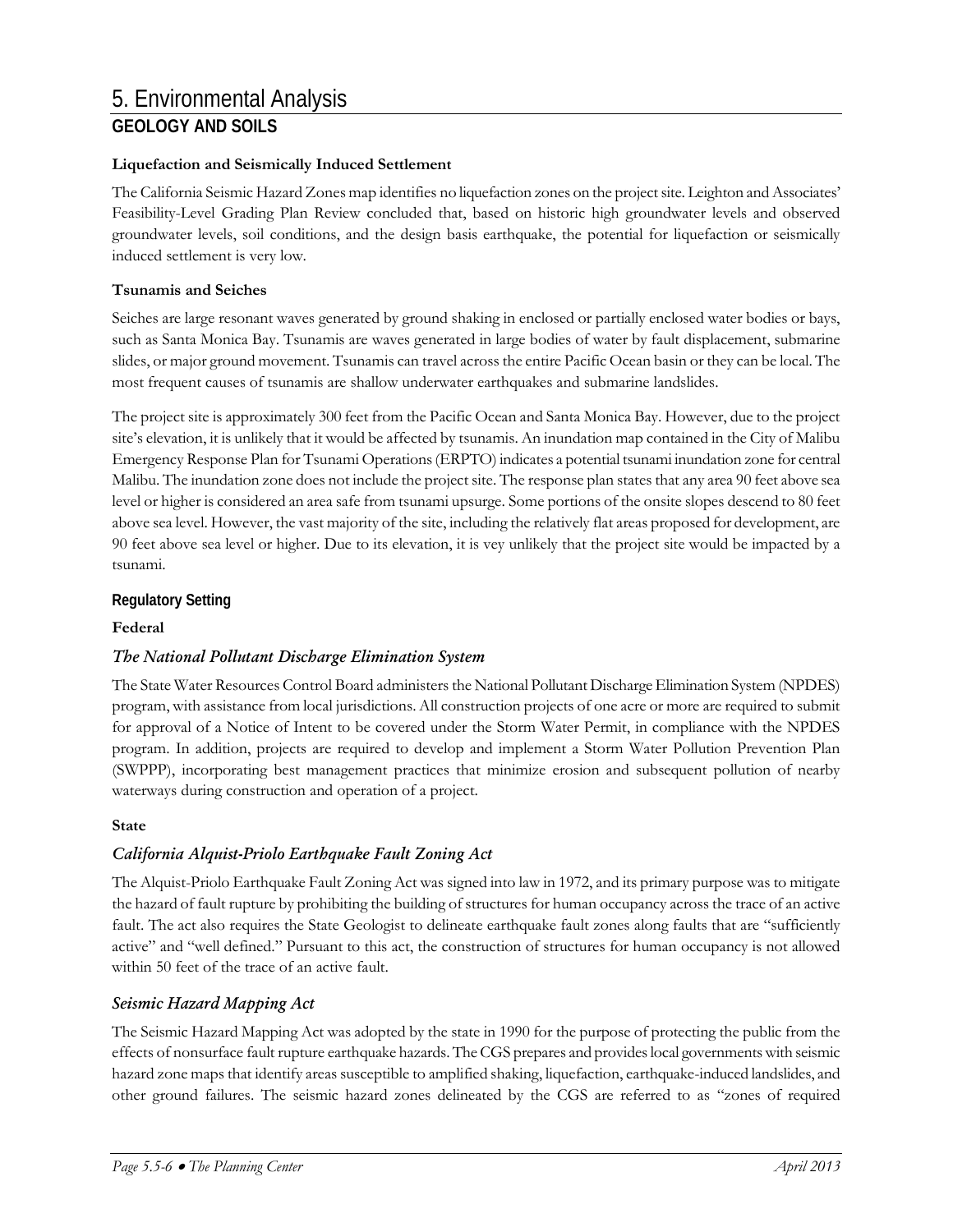**Liquefaction and Seismically Induced Settlement**

The California Seismic Hazard Zones map identifies no liquefaction zones on the project site. Leighton and Associates' Feasibility-Level Grading Plan Review concluded that, based on historic high groundwater levels and observed groundwater levels, soil conditions, and the design basis earthquake, the potential for liquefaction or seismically induced settlement is very low.

**Tsunamis and Seiches**

Seiches are large resonant waves generated by ground shaking in enclosed or partially enclosed water bodies or bays, such as Santa Monica Bay. Tsunamis are waves generated in large bodies of water by fault displacement, submarine slides, or major ground movement. Tsunamis can travel across the entire Pacific Ocean basin or they can be local. The most frequent causes of tsunamis are shallow underwater earthquakes and submarine landslides.

The project site is approximately 300 feet from the Pacific Ocean and Santa Monica Bay. However, due to the project site's elevation, it is unlikely that it would be affected by tsunamis. An inundation map contained in the City of Malibu Emergency Response Plan for Tsunami Operations (ERPTO) indicates a potential tsunami inundation zone for central Malibu. The inundation zone does not include the project site. The response plan states that any area 90 feet above sea level or higher is considered an area safe from tsunami upsurge. Some portions of the onsite slopes descend to 80 feet above sea level. However, the vast majority of the site, including the relatively flat areas proposed for development, are 90 feet above sea level or higher. Due to its elevation, it is vey unlikely that the project site would be impacted by a tsunami.

## Regulatory Setting

**Federal**

### *The National Pollutant Discharge Elimination System*

The State Water Resources Control Board administers the National Pollutant Discharge Elimination System (NPDES) program, with assistance from local jurisdictions. All construction projects of one acre or more are required to submit for approval of a Notice of Intent to be covered under the Storm Water Permit, in compliance with the NPDES program. In addition, projects are required to develop and implement a Storm Water Pollution Prevention Plan (SWPPP), incorporating best management practices that minimize erosion and subsequent pollution of nearby waterways during construction and operation of a project.

**State**

### *California Alquist-Priolo Earthquake Fault Zoning Act*

The Alquist-Priolo Earthquake Fault Zoning Act was signed into law in 1972, and its primary purpose was to mitigate the hazard of fault rupture by prohibiting the building of structures for human occupancy across the trace of an active fault. The act also requires the State Geologist to delineate earthquake fault zones along faults that are "sufficiently active" and "well defined." Pursuant to this act, the construction of structures for human occupancy is not allowed within 50 feet of the trace of an active fault.

### *Seismic Hazard Mapping Act*

The Seismic Hazard Mapping Act was adopted by the state in 1990 for the purpose of protecting the public from the effects of nonsurface fault rupture earthquake hazards. The CGS prepares and provides local governments with seismic hazard zone maps that identify areas susceptible to amplified shaking, liquefaction, earthquake-induced landslides, and other ground failures. The seismic hazard zones delineated by the CGS are referred to as "zones of required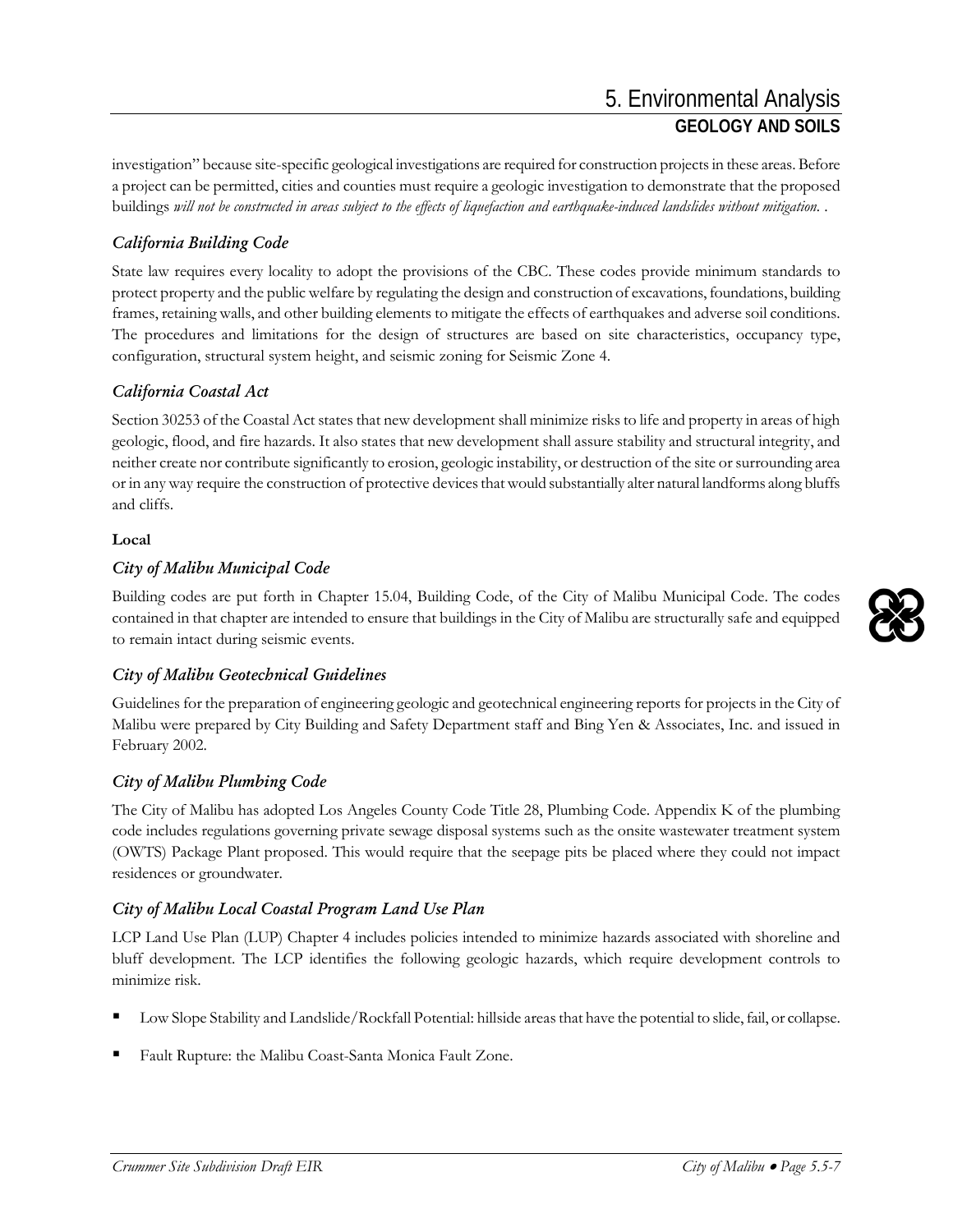investigation" because site-specific geological investigations are required for construction projects in these areas. Before a project can be permitted, cities and counties must require a geologic investigation to demonstrate that the proposed buildings *will not be constructed in areas subject to the effects of liquefaction and earthquake-induced landslides without mitigation.* .

### *California Building Code*

State law requires every locality to adopt the provisions of the CBC. These codes provide minimum standards to protect property and the public welfare by regulating the design and construction of excavations, foundations, building frames, retaining walls, and other building elements to mitigate the effects of earthquakes and adverse soil conditions. The procedures and limitations for the design of structures are based on site characteristics, occupancy type, configuration, structural system height, and seismic zoning for Seismic Zone 4.

### *California Coastal Act*

Section 30253 of the Coastal Act states that new development shall minimize risks to life and property in areas of high geologic, flood, and fire hazards. It also states that new development shall assure stability and structural integrity, and neither create nor contribute significantly to erosion, geologic instability, or destruction of the site or surrounding area or in any way require the construction of protective devices that would substantially alter natural landforms along bluffs and cliffs.

**Local**

### *City of Malibu Municipal Code*

Building codes are put forth in Chapter 15.04, Building Code, of the City of Malibu Municipal Code. The codes contained in that chapter are intended to ensure that buildings in the City of Malibu are structurally safe and equipped to remain intact during seismic events.

### *City of Malibu Geotechnical Guidelines*

Guidelines for the preparation of engineering geologic and geotechnical engineering reports for projects in the City of Malibu were prepared by City Building and Safety Department staff and Bing Yen & Associates, Inc. and issued in February 2002.

### *City of Malibu Plumbing Code*

The City of Malibu has adopted Los Angeles County Code Title 28, Plumbing Code. Appendix K of the plumbing code includes regulations governing private sewage disposal systems such as the onsite wastewater treatment system (OWTS) Package Plant proposed. This would require that the seepage pits be placed where they could not impact residences or groundwater.

### *City of Malibu Local Coastal Program Land Use Plan*

LCP Land Use Plan (LUP) Chapter 4 includes policies intended to minimize hazards associated with shoreline and bluff development. The LCP identifies the following geologic hazards, which require development controls to minimize risk.

- Low Slope Stability and Landslide/Rockfall Potential: hillside areas that have the potential to slide, fail, or collapse.
- Fault Rupture: the Malibu Coast-Santa Monica Fault Zone.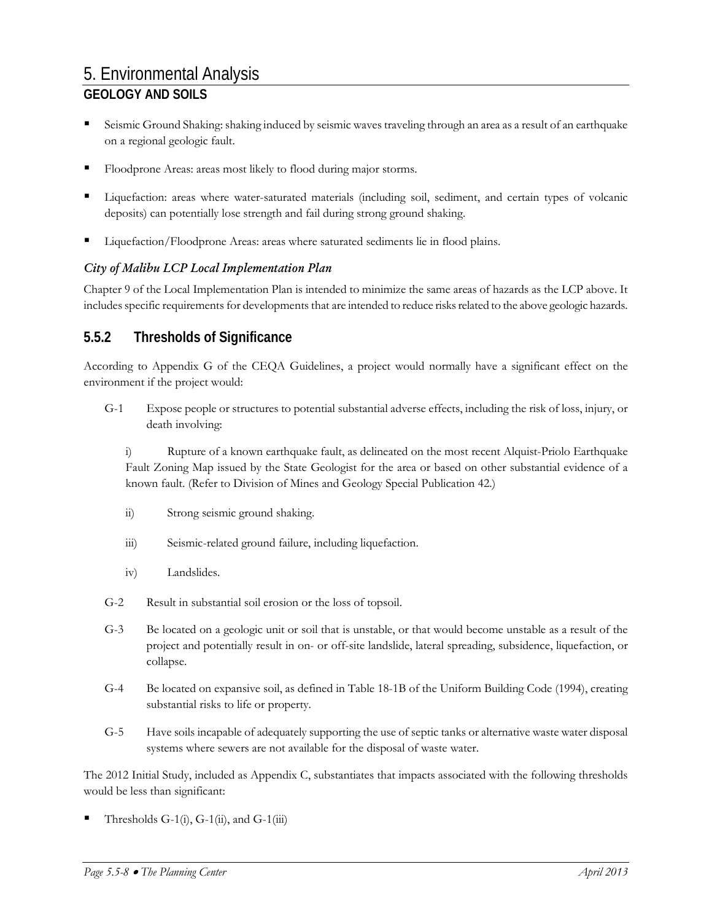- Seismic Ground Shaking: shaking induced by seismic waves traveling through an area as a result of an earthquake on a regional geologic fault.
- Floodprone Areas: areas most likely to flood during major storms.
- Liquefaction: areas where water-saturated materials (including soil, sediment, and certain types of volcanic deposits) can potentially lose strength and fail during strong ground shaking.
- Liquefaction/Floodprone Areas: areas where saturated sediments lie in flood plains.

### *City of Malibu LCP Local Implementation Plan*

Chapter 9 of the Local Implementation Plan is intended to minimize the same areas of hazards as the LCP above. It includes specific requirements for developments that are intended to reduce risks related to the above geologic hazards.

## 5.5.2 Thresholds of Significance

According to Appendix G of the CEQA Guidelines, a project would normally have a significant effect on the environment if the project would:

G-1 Expose people or structures to potential substantial adverse effects, including the risk of loss, injury, or death involving:

i) Rupture of a known earthquake fault, as delineated on the most recent Alquist-Priolo Earthquake Fault Zoning Map issued by the State Geologist for the area or based on other substantial evidence of a known fault. (Refer to Division of Mines and Geology Special Publication 42.)

ii) Strong seismic ground shaking.

iii) Seismic-related ground failure, including liquefaction.

iv) Landslides.

G-2 Result in substantial soil erosion or the loss of topsoil.

G-3 Be located on a geologic unit or soil that is unstable, or that would become unstable as a result of the project and potentially result in on- or off-site landslide, lateral spreading, subsidence, liquefaction, or collapse.

G-4 Be located on expansive soil, as defined in Table 18-1B of the Uniform Building Code (1994), creating substantial risks to life or property.

G-5 Have soils incapable of adequately supporting the use of septic tanks or alternative waste water disposal systems where sewers are not available for the disposal of waste water.

The 2012 Initial Study, included as Appendix C, substantiates that impacts associated with the following thresholds would be less than significant:

- Thresholds G-1(i), G-1(ii), and G-1(iii)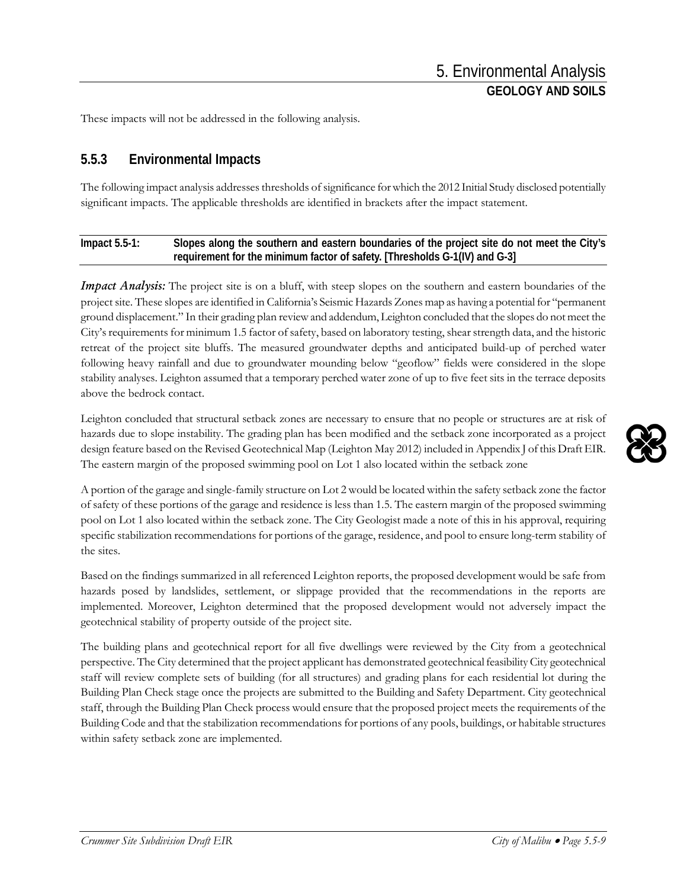These impacts will not be addressed in the following analysis.

### 5.5.3 Environmental Impacts

The following impact analysis addresses thresholds of significance for which the 2012 Initial Study disclosed potentially significant impacts. The applicable thresholds are identified in brackets after the impact statement.

**Impact 5.5-1: Slopes along the southern and eastern boundaries of the project site do not meet the City's requirement for the minimum factor of safety. [Thresholds G-1(IV) and G-3]**

***Impact Analysis:*** The project site is on a bluff, with steep slopes on the southern and eastern boundaries of the project site. These slopes are identified in California's Seismic Hazards Zones map as having a potential for "permanent ground displacement." In their grading plan review and addendum, Leighton concluded that the slopes do not meet the City's requirements for minimum 1.5 factor of safety, based on laboratory testing, shear strength data, and the historic retreat of the project site bluffs. The measured groundwater depths and anticipated build-up of perched water following heavy rainfall and due to groundwater mounding below "geoflow" fields were considered in the slope stability analyses. Leighton assumed that a temporary perched water zone of up to five feet sits in the terrace deposits above the bedrock contact.

Leighton concluded that structural setback zones are necessary to ensure that no people or structures are at risk of hazards due to slope instability. The grading plan has been modified and the setback zone incorporated as a project design feature based on the Revised Geotechnical Map (Leighton May 2012) included in Appendix J of this Draft EIR. The eastern margin of the proposed swimming pool on Lot 1 also located within the setback zone

A portion of the garage and single-family structure on Lot 2 would be located within the safety setback zone the factor of safety of these portions of the garage and residence is less than 1.5. The eastern margin of the proposed swimming pool on Lot 1 also located within the setback zone. The City Geologist made a note of this in his approval, requiring specific stabilization recommendations for portions of the garage, residence, and pool to ensure long-term stability of the sites.

Based on the findings summarized in all referenced Leighton reports, the proposed development would be safe from hazards posed by landslides, settlement, or slippage provided that the recommendations in the reports are implemented. Moreover, Leighton determined that the proposed development would not adversely impact the geotechnical stability of property outside of the project site.

The building plans and geotechnical report for all five dwellings were reviewed by the City from a geotechnical perspective. The City determined that the project applicant has demonstrated geotechnical feasibility City geotechnical staff will review complete sets of building (for all structures) and grading plans for each residential lot during the Building Plan Check stage once the projects are submitted to the Building and Safety Department. City geotechnical staff, through the Building Plan Check process would ensure that the proposed project meets the requirements of the Building Code and that the stabilization recommendations for portions of any pools, buildings, or habitable structures within safety setback zone are implemented.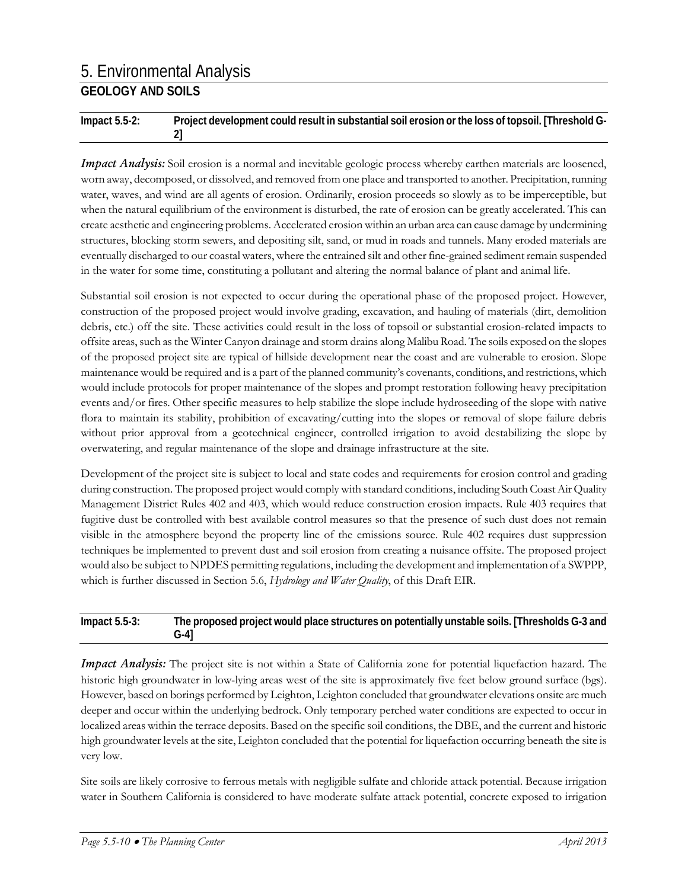# 5. Environmental Analysis

## GEOLOGY AND SOILS

**Impact 5.5-2: Project development could result in substantial soil erosion or the loss of topsoil. [Threshold G-2]**

***Impact Analysis:*** Soil erosion is a normal and inevitable geologic process whereby earthen materials are loosened, worn away, decomposed, or dissolved, and removed from one place and transported to another. Precipitation, running water, waves, and wind are all agents of erosion. Ordinarily, erosion proceeds so slowly as to be imperceptible, but when the natural equilibrium of the environment is disturbed, the rate of erosion can be greatly accelerated. This can create aesthetic and engineering problems. Accelerated erosion within an urban area can cause damage by undermining structures, blocking storm sewers, and depositing silt, sand, or mud in roads and tunnels. Many eroded materials are eventually discharged to our coastal waters, where the entrained silt and other fine-grained sediment remain suspended in the water for some time, constituting a pollutant and altering the normal balance of plant and animal life.

Substantial soil erosion is not expected to occur during the operational phase of the proposed project. However, construction of the proposed project would involve grading, excavation, and hauling of materials (dirt, demolition debris, etc.) off the site. These activities could result in the loss of topsoil or substantial erosion-related impacts to offsite areas, such as the Winter Canyon drainage and storm drains along Malibu Road. The soils exposed on the slopes of the proposed project site are typical of hillside development near the coast and are vulnerable to erosion. Slope maintenance would be required and is a part of the planned community's covenants, conditions, and restrictions, which would include protocols for proper maintenance of the slopes and prompt restoration following heavy precipitation events and/or fires. Other specific measures to help stabilize the slope include hydroseeding of the slope with native flora to maintain its stability, prohibition of excavating/cutting into the slopes or removal of slope failure debris without prior approval from a geotechnical engineer, controlled irrigation to avoid destabilizing the slope by overwatering, and regular maintenance of the slope and drainage infrastructure at the site.

Development of the project site is subject to local and state codes and requirements for erosion control and grading during construction. The proposed project would comply with standard conditions, including South Coast Air Quality Management District Rules 402 and 403, which would reduce construction erosion impacts. Rule 403 requires that fugitive dust be controlled with best available control measures so that the presence of such dust does not remain visible in the atmosphere beyond the property line of the emissions source. Rule 402 requires dust suppression techniques be implemented to prevent dust and soil erosion from creating a nuisance offsite. The proposed project would also be subject to NPDES permitting regulations, including the development and implementation of a SWPPP, which is further discussed in Section 5.6, *Hydrology and Water Quality*, of this Draft EIR.

**Impact 5.5-3: The proposed project would place structures on potentially unstable soils. [Thresholds G-3 and G-4]**

***Impact Analysis:*** The project site is not within a State of California zone for potential liquefaction hazard. The historic high groundwater in low-lying areas west of the site is approximately five feet below ground surface (bgs). However, based on borings performed by Leighton, Leighton concluded that groundwater elevations onsite are much deeper and occur within the underlying bedrock. Only temporary perched water conditions are expected to occur in localized areas within the terrace deposits. Based on the specific soil conditions, the DBE, and the current and historic high groundwater levels at the site, Leighton concluded that the potential for liquefaction occurring beneath the site is very low.

Site soils are likely corrosive to ferrous metals with negligible sulfate and chloride attack potential. Because irrigation water in Southern California is considered to have moderate sulfate attack potential, concrete exposed to irrigation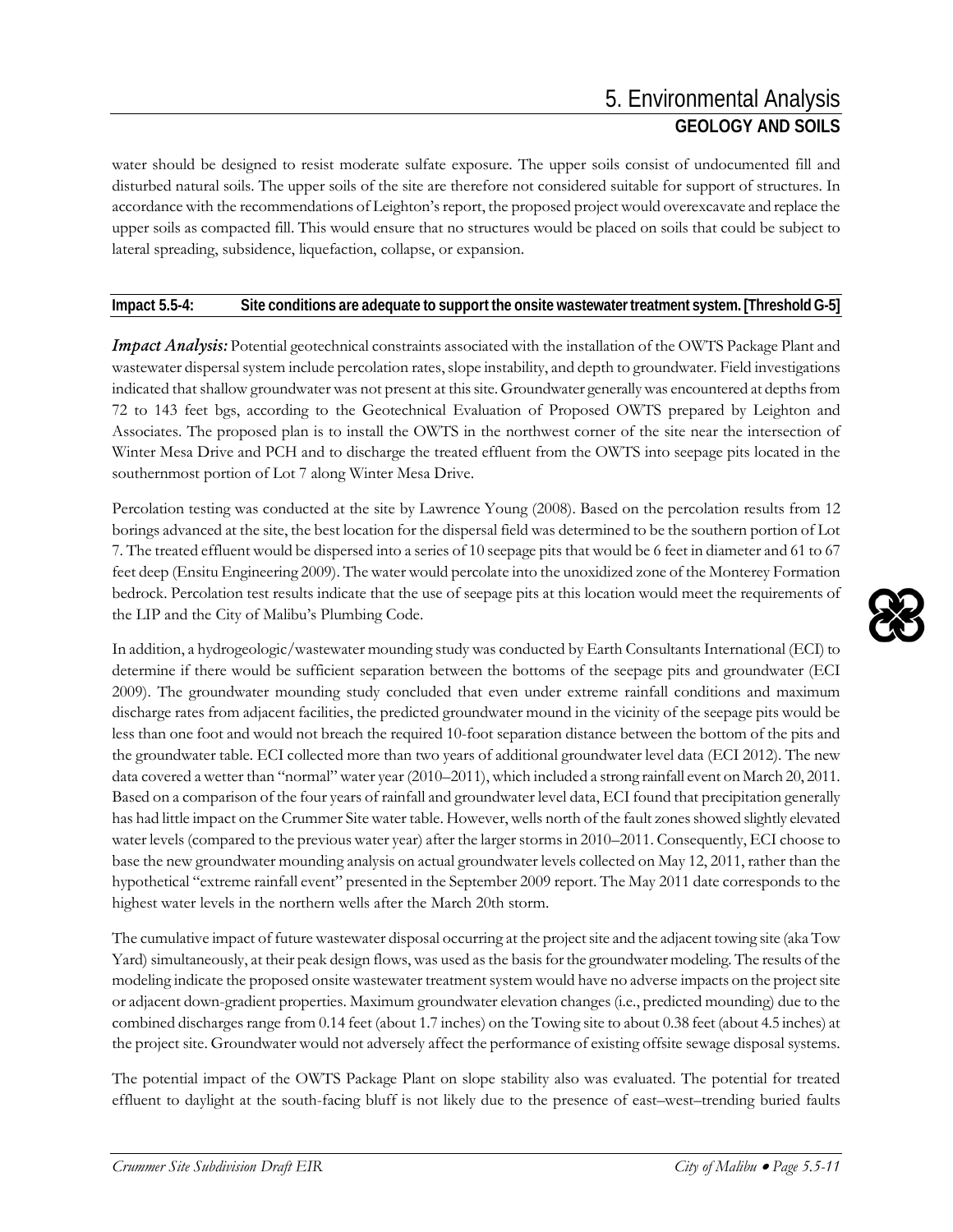water should be designed to resist moderate sulfate exposure. The upper soils consist of undocumented fill and disturbed natural soils. The upper soils of the site are therefore not considered suitable for support of structures. In accordance with the recommendations of Leighton's report, the proposed project would overexcavate and replace the upper soils as compacted fill. This would ensure that no structures would be placed on soils that could be subject to lateral spreading, subsidence, liquefaction, collapse, or expansion.

**Impact 5.5-4: Site conditions are adequate to support the onsite wastewater treatment system. [Threshold G-5]**

***Impact Analysis:*** Potential geotechnical constraints associated with the installation of the OWTS Package Plant and wastewater dispersal system include percolation rates, slope instability, and depth to groundwater. Field investigations indicated that shallow groundwater was not present at this site. Groundwater generally was encountered at depths from 72 to 143 feet bgs, according to the Geotechnical Evaluation of Proposed OWTS prepared by Leighton and Associates. The proposed plan is to install the OWTS in the northwest corner of the site near the intersection of Winter Mesa Drive and PCH and to discharge the treated effluent from the OWTS into seepage pits located in the southernmost portion of Lot 7 along Winter Mesa Drive.

Percolation testing was conducted at the site by Lawrence Young (2008). Based on the percolation results from 12 borings advanced at the site, the best location for the dispersal field was determined to be the southern portion of Lot 7. The treated effluent would be dispersed into a series of 10 seepage pits that would be 6 feet in diameter and 61 to 67 feet deep (Ensitu Engineering 2009). The water would percolate into the unoxidized zone of the Monterey Formation bedrock. Percolation test results indicate that the use of seepage pits at this location would meet the requirements of the LIP and the City of Malibu's Plumbing Code.

In addition, a hydrogeologic/wastewater mounding study was conducted by Earth Consultants International (ECI) to determine if there would be sufficient separation between the bottoms of the seepage pits and groundwater (ECI 2009). The groundwater mounding study concluded that even under extreme rainfall conditions and maximum discharge rates from adjacent facilities, the predicted groundwater mound in the vicinity of the seepage pits would be less than one foot and would not breach the required 10-foot separation distance between the bottom of the pits and the groundwater table. ECI collected more than two years of additional groundwater level data (ECI 2012). The new data covered a wetter than "normal" water year (2010–2011), which included a strong rainfall event on March 20, 2011. Based on a comparison of the four years of rainfall and groundwater level data, ECI found that precipitation generally has had little impact on the Crummer Site water table. However, wells north of the fault zones showed slightly elevated water levels (compared to the previous water year) after the larger storms in 2010–2011. Consequently, ECI choose to base the new groundwater mounding analysis on actual groundwater levels collected on May 12, 2011, rather than the hypothetical "extreme rainfall event" presented in the September 2009 report. The May 2011 date corresponds to the highest water levels in the northern wells after the March 20th storm.

The cumulative impact of future wastewater disposal occurring at the project site and the adjacent towing site (aka Tow Yard) simultaneously, at their peak design flows, was used as the basis for the groundwater modeling. The results of the modeling indicate the proposed onsite wastewater treatment system would have no adverse impacts on the project site or adjacent down-gradient properties. Maximum groundwater elevation changes (i.e., predicted mounding) due to the combined discharges range from 0.14 feet (about 1.7 inches) on the Towing site to about 0.38 feet (about 4.5 inches) at the project site. Groundwater would not adversely affect the performance of existing offsite sewage disposal systems.

The potential impact of the OWTS Package Plant on slope stability also was evaluated. The potential for treated effluent to daylight at the south-facing bluff is not likely due to the presence of east–west–trending buried faults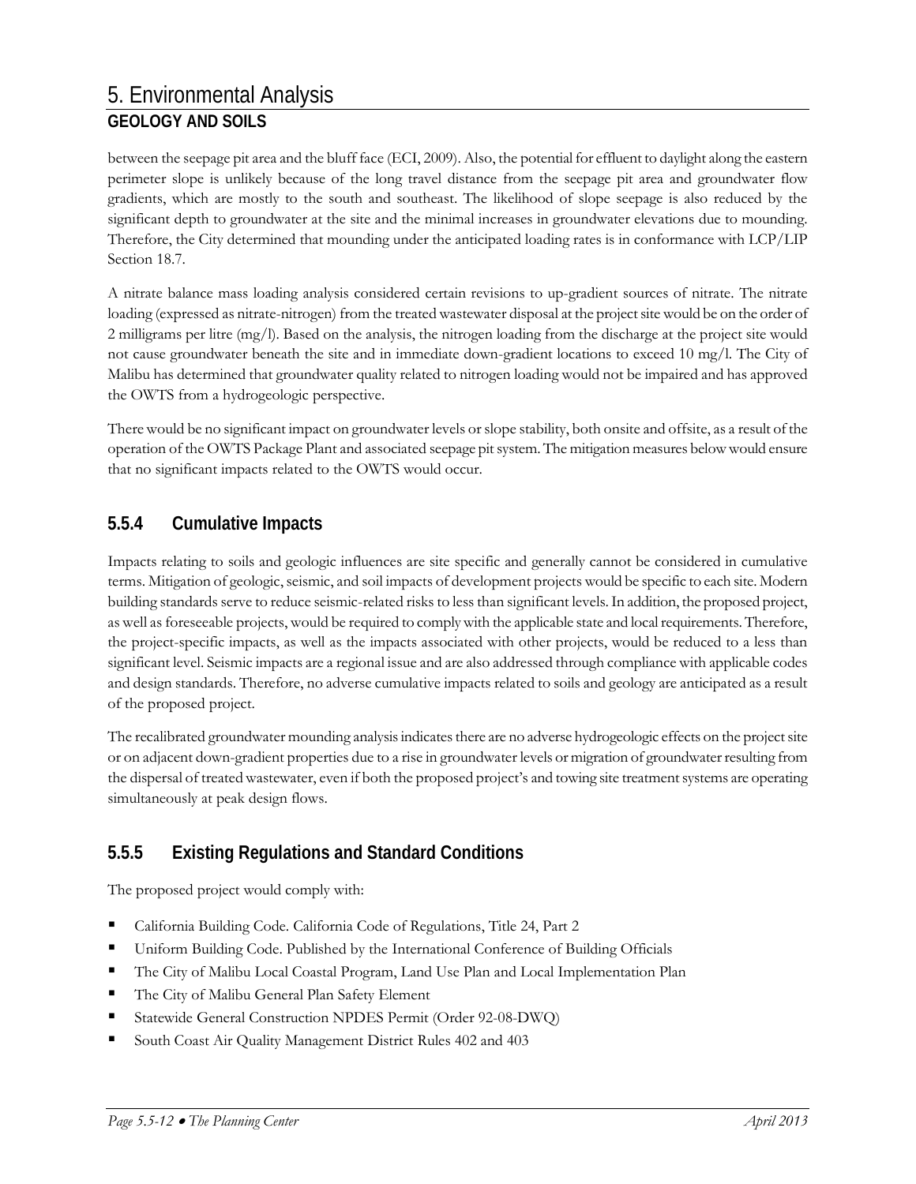between the seepage pit area and the bluff face (ECI, 2009). Also, the potential for effluent to daylight along the eastern perimeter slope is unlikely because of the long travel distance from the seepage pit area and groundwater flow gradients, which are mostly to the south and southeast. The likelihood of slope seepage is also reduced by the significant depth to groundwater at the site and the minimal increases in groundwater elevations due to mounding. Therefore, the City determined that mounding under the anticipated loading rates is in conformance with LCP/LIP Section 18.7.

A nitrate balance mass loading analysis considered certain revisions to up-gradient sources of nitrate. The nitrate loading (expressed as nitrate-nitrogen) from the treated wastewater disposal at the project site would be on the order of 2 milligrams per litre (mg/l). Based on the analysis, the nitrogen loading from the discharge at the project site would not cause groundwater beneath the site and in immediate down-gradient locations to exceed 10 mg/l. The City of Malibu has determined that groundwater quality related to nitrogen loading would not be impaired and has approved the OWTS from a hydrogeologic perspective.

There would be no significant impact on groundwater levels or slope stability, both onsite and offsite, as a result of the operation of the OWTS Package Plant and associated seepage pit system. The mitigation measures below would ensure that no significant impacts related to the OWTS would occur.

## 5.5.4 Cumulative Impacts

Impacts relating to soils and geologic influences are site specific and generally cannot be considered in cumulative terms. Mitigation of geologic, seismic, and soil impacts of development projects would be specific to each site. Modern building standards serve to reduce seismic-related risks to less than significant levels. In addition, the proposed project, as well as foreseeable projects, would be required to comply with the applicable state and local requirements. Therefore, the project-specific impacts, as well as the impacts associated with other projects, would be reduced to a less than significant level. Seismic impacts are a regional issue and are also addressed through compliance with applicable codes and design standards. Therefore, no adverse cumulative impacts related to soils and geology are anticipated as a result of the proposed project.

The recalibrated groundwater mounding analysis indicates there are no adverse hydrogeologic effects on the project site or on adjacent down-gradient properties due to a rise in groundwater levels or migration of groundwater resulting from the dispersal of treated wastewater, even if both the proposed project's and towing site treatment systems are operating simultaneously at peak design flows.

## 5.5.5 Existing Regulations and Standard Conditions

The proposed project would comply with:

- California Building Code. California Code of Regulations, Title 24, Part 2
- Uniform Building Code. Published by the International Conference of Building Officials
- The City of Malibu Local Coastal Program, Land Use Plan and Local Implementation Plan
- The City of Malibu General Plan Safety Element
- Statewide General Construction NPDES Permit (Order 92-08-DWQ)
- South Coast Air Quality Management District Rules 402 and 403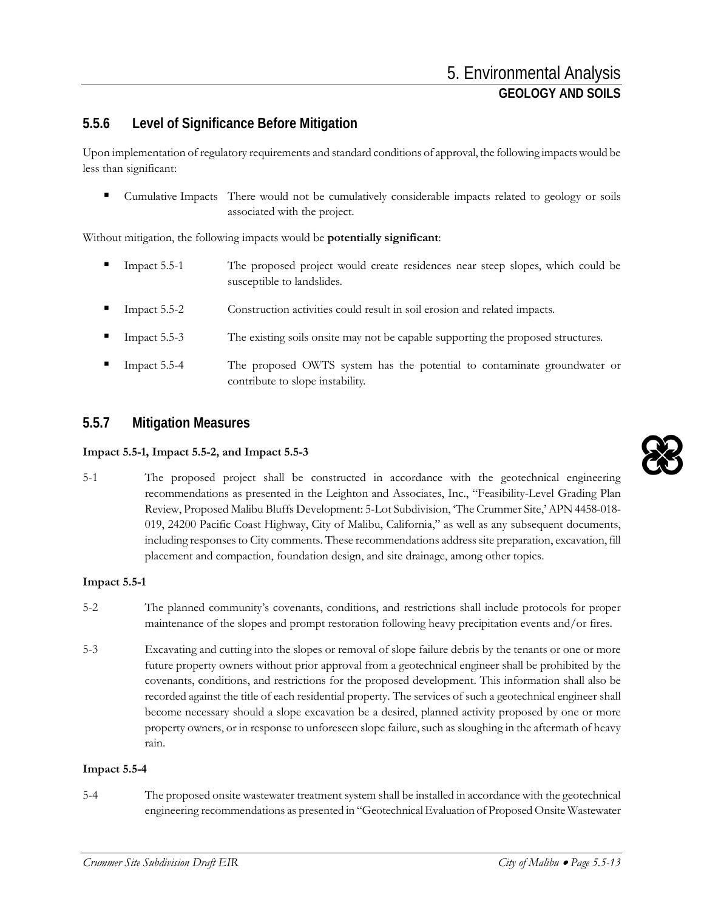## 5.5.6 Level of Significance Before Mitigation

Upon implementation of regulatory requirements and standard conditions of approval, the following impacts would be less than significant:

- Cumulative Impacts There would not be cumulatively considerable impacts related to geology or soils associated with the project.

Without mitigation, the following impacts would be **potentially significant**:

- Impact 5.5-1 The proposed project would create residences near steep slopes, which could be susceptible to landslides.
- Impact 5.5-2 Construction activities could result in soil erosion and related impacts.
- Impact 5.5-3 The existing soils onsite may not be capable supporting the proposed structures.
- Impact 5.5-4 The proposed OWTS system has the potential to contaminate groundwater or contribute to slope instability.

## 5.5.7 Mitigation Measures

**Impact 5.5-1, Impact 5.5-2, and Impact 5.5-3**

5-1 The proposed project shall be constructed in accordance with the geotechnical engineering recommendations as presented in the Leighton and Associates, Inc., "Feasibility-Level Grading Plan Review, Proposed Malibu Bluffs Development: 5-Lot Subdivision, 'The Crummer Site,' APN 4458-018-019, 24200 Pacific Coast Highway, City of Malibu, California," as well as any subsequent documents, including responses to City comments. These recommendations address site preparation, excavation, fill placement and compaction, foundation design, and site drainage, among other topics.

**Impact 5.5-1**

5-2 The planned community's covenants, conditions, and restrictions shall include protocols for proper maintenance of the slopes and prompt restoration following heavy precipitation events and/or fires.

5-3 Excavating and cutting into the slopes or removal of slope failure debris by the tenants or one or more future property owners without prior approval from a geotechnical engineer shall be prohibited by the covenants, conditions, and restrictions for the proposed development. This information shall also be recorded against the title of each residential property. The services of such a geotechnical engineer shall become necessary should a slope excavation be a desired, planned activity proposed by one or more property owners, or in response to unforeseen slope failure, such as sloughing in the aftermath of heavy rain.

**Impact 5.5-4**

5-4 The proposed onsite wastewater treatment system shall be installed in accordance with the geotechnical engineering recommendations as presented in "Geotechnical Evaluation of Proposed Onsite Wastewater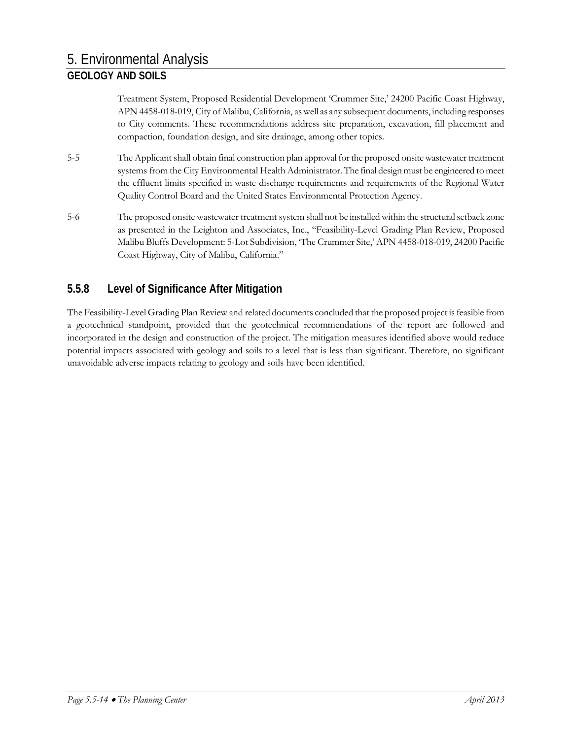Treatment System, Proposed Residential Development 'Crummer Site,' 24200 Pacific Coast Highway, APN 4458-018-019, City of Malibu, California, as well as any subsequent documents, including responses to City comments. These recommendations address site preparation, excavation, fill placement and compaction, foundation design, and site drainage, among other topics.

5-5 The Applicant shall obtain final construction plan approval for the proposed onsite wastewater treatment systems from the City Environmental Health Administrator. The final design must be engineered to meet the effluent limits specified in waste discharge requirements and requirements of the Regional Water Quality Control Board and the United States Environmental Protection Agency.

5-6 The proposed onsite wastewater treatment system shall not be installed within the structural setback zone as presented in the Leighton and Associates, Inc., "Feasibility-Level Grading Plan Review, Proposed Malibu Bluffs Development: 5-Lot Subdivision, 'The Crummer Site,' APN 4458-018-019, 24200 Pacific Coast Highway, City of Malibu, California."

### 5.5.8 Level of Significance After Mitigation

The Feasibility-Level Grading Plan Review and related documents concluded that the proposed project is feasible from a geotechnical standpoint, provided that the geotechnical recommendations of the report are followed and incorporated in the design and construction of the project. The mitigation measures identified above would reduce potential impacts associated with geology and soils to a level that is less than significant. Therefore, no significant unavoidable adverse impacts relating to geology and soils have been identified.